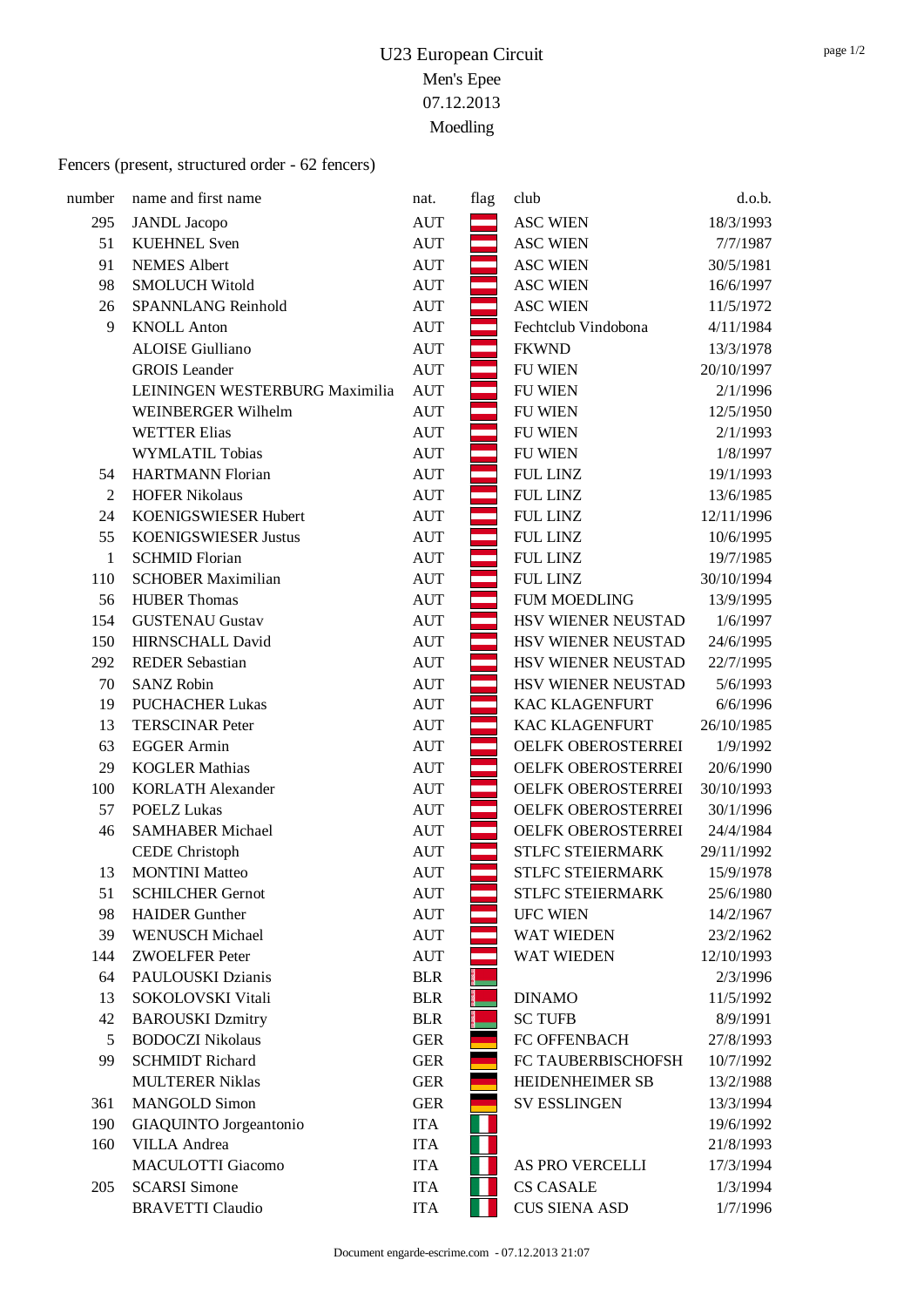# U23 European Circuit

Men's Epee

07.12.2013

Moedling

Fencers (present, structured order - 62 fencers)

| number | name and first name | nat. | flag | club | d.o.b. |
|---|---|---|---|---|---|
| 295 | JANDL Jacopo | AUT | | ASC WIEN | 18/3/1993 |
| 51 | KUEHNEL Sven | AUT | | ASC WIEN | 7/7/1987 |
| 91 | NEMES Albert | AUT | | ASC WIEN | 30/5/1981 |
| 98 | SMOLUCH Witold | AUT | | ASC WIEN | 16/6/1997 |
| 26 | SPANNLANG Reinhold | AUT | | ASC WIEN | 11/5/1972 |
| 9 | KNOLL Anton | AUT | | Fechtclub Vindobona | 4/11/1984 |
| | ALOISE Giulliano | AUT | | FKWND | 13/3/1978 |
| | GROIS Leander | AUT | | FU WIEN | 20/10/1997 |
| | LEININGEN WESTERBURG Maximilia | AUT | | FU WIEN | 2/1/1996 |
| | WEINBERGER Wilhelm | AUT | | FU WIEN | 12/5/1950 |
| | WETTER Elias | AUT | | FU WIEN | 2/1/1993 |
| | WYMLATIL Tobias | AUT | | FU WIEN | 1/8/1997 |
| 54 | HARTMANN Florian | AUT | | FUL LINZ | 19/1/1993 |
| 2 | HOFER Nikolaus | AUT | | FUL LINZ | 13/6/1985 |
| 24 | KOENIGSWIESER Hubert | AUT | | FUL LINZ | 12/11/1996 |
| 55 | KOENIGSWIESER Justus | AUT | | FUL LINZ | 10/6/1995 |
| 1 | SCHMID Florian | AUT | | FUL LINZ | 19/7/1985 |
| 110 | SCHOBER Maximilian | AUT | | FUL LINZ | 30/10/1994 |
| 56 | HUBER Thomas | AUT | | FUM MOEDLING | 13/9/1995 |
| 154 | GUSTENAU Gustav | AUT | | HSV WIENER NEUSTAD | 1/6/1997 |
| 150 | HIRNSCHALL David | AUT | | HSV WIENER NEUSTAD | 24/6/1995 |
| 292 | REDER Sebastian | AUT | | HSV WIENER NEUSTAD | 22/7/1995 |
| 70 | SANZ Robin | AUT | | HSV WIENER NEUSTAD | 5/6/1993 |
| 19 | PUCHACHER Lukas | AUT | | KAC KLAGENFURT | 6/6/1996 |
| 13 | TERSCINAR Peter | AUT | | KAC KLAGENFURT | 26/10/1985 |
| 63 | EGGER Armin | AUT | | OELFK OBEROSTERREI | 1/9/1992 |
| 29 | KOGLER Mathias | AUT | | OELFK OBEROSTERREI | 20/6/1990 |
| 100 | KORLATH Alexander | AUT | | OELFK OBEROSTERREI | 30/10/1993 |
| 57 | POELZ Lukas | AUT | | OELFK OBEROSTERREI | 30/1/1996 |
| 46 | SAMHABER Michael | AUT | | OELFK OBEROSTERREI | 24/4/1984 |
| | CEDE Christoph | AUT | | STLFC STEIERMARK | 29/11/1992 |
| 13 | MONTINI Matteo | AUT | | STLFC STEIERMARK | 15/9/1978 |
| 51 | SCHILCHER Gernot | AUT | | STLFC STEIERMARK | 25/6/1980 |
| 98 | HAIDER Gunther | AUT | | UFC WIEN | 14/2/1967 |
| 39 | WENUSCH Michael | AUT | | WAT WIEDEN | 23/2/1962 |
| 144 | ZWOELFER Peter | AUT | | WAT WIEDEN | 12/10/1993 |
| 64 | PAULOUSKI Dzianis | BLR | | | 2/3/1996 |
| 13 | SOKOLOVSKI Vitali | BLR | | DINAMO | 11/5/1992 |
| 42 | BAROUSKI Dzmitry | BLR | | SC TUFB | 8/9/1991 |
| 5 | BODOCZI Nikolaus | GER | | FC OFFENBACH | 27/8/1993 |
| 99 | SCHMIDT Richard | GER | | FC TAUBERBISCHOFSH | 10/7/1992 |
| | MULTERER Niklas | GER | | HEIDENHEIMER SB | 13/2/1988 |
| 361 | MANGOLD Simon | GER | | SV ESSLINGEN | 13/3/1994 |
| 190 | GIAQUINTO Jorgeantonio | ITA | | | 19/6/1992 |
| 160 | VILLA Andrea | ITA | | | 21/8/1993 |
| | MACULOTTI Giacomo | ITA | | AS PRO VERCELLI | 17/3/1994 |
| 205 | SCARSI Simone | ITA | | CS CASALE | 1/3/1994 |
| | BRAVETTI Claudio | ITA | | CUS SIENA ASD | 1/7/1996 |

Document engarde-escrime.com - 07.12.2013 21:07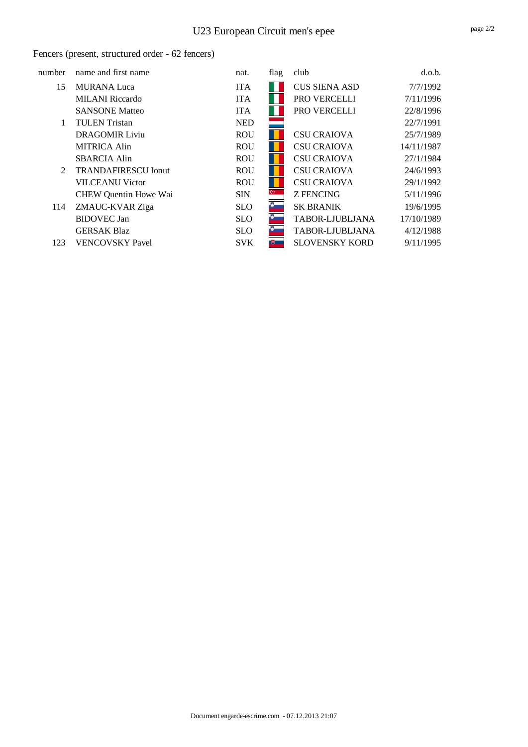# U23 European Circuit men's epee

Fencers (present, structured order - 62 fencers)

| number | name and first name | nat. | flag | club | d.o.b. |
|---|---|---|---|---|---|
| 15 | MURANA Luca | ITA | | CUS SIENA ASD | 7/7/1992 |
| | MILANI Riccardo | ITA | | PRO VERCELLI | 7/11/1996 |
| | SANSONE Matteo | ITA | | PRO VERCELLI | 22/8/1996 |
| 1 | TULEN Tristan | NED | | | 22/7/1991 |
| | DRAGOMIR Liviu | ROU | | CSU CRAIOVA | 25/7/1989 |
| | MITRICA Alin | ROU | | CSU CRAIOVA | 14/11/1987 |
| | SBARCIA Alin | ROU | | CSU CRAIOVA | 27/1/1984 |
| 2 | TRANDAFIRESCU Ionut | ROU | | CSU CRAIOVA | 24/6/1993 |
| | VILCEANU Victor | ROU | | CSU CRAIOVA | 29/1/1992 |
| | CHEW Quentin Howe Wai | SIN | | Z FENCING | 5/11/1996 |
| 114 | ZMAUC-KVAR Ziga | SLO | | SK BRANIK | 19/6/1995 |
| | BIDOVEC Jan | SLO | | TABOR-LJUBLJANA | 17/10/1989 |
| | GERSAK Blaz | SLO | | TABOR-LJUBLJANA | 4/12/1988 |
| 123 | VENCOVSKY Pavel | SVK | | SLOVENSKY KORD | 9/11/1995 |

Document engarde-escrime.com - 07.12.2013 21:07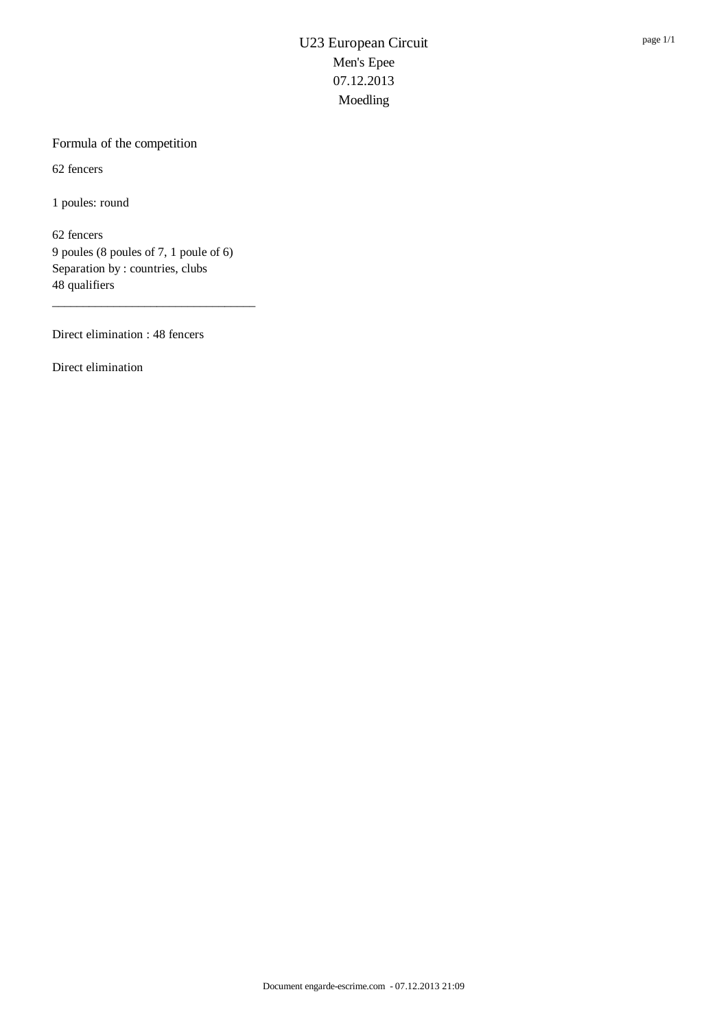# U23 European Circuit
## Men's Epee
## 07.12.2013
## Moedling

### Formula of the competition

62 fencers

1 poules: round

62 fencers
9 poules (8 poules of 7, 1 poule of 6)
Separation by : countries, clubs
48 qualifiers

---

Direct elimination : 48 fencers

Direct elimination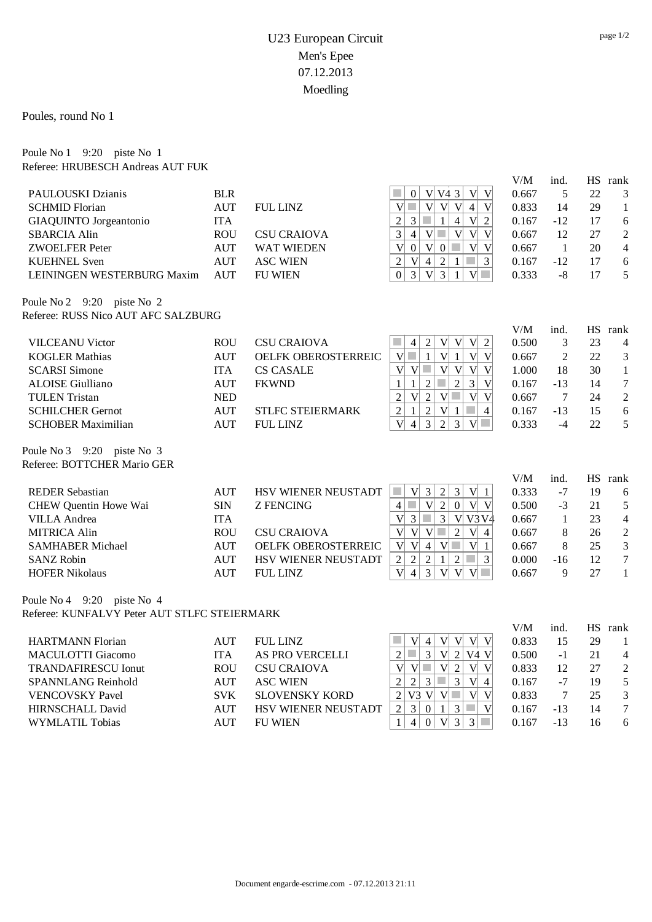# U23 European Circuit

Men's Epee

07.12.2013

Moedling

Poules, round No 1

Poule No 1 9:20 piste No 1

Referee: HRUBESCH Andreas AUT FUK

| Name | Nation | Club | 1 | 2 | 3 | 4 | 5 | 6 | 7 | V/M | ind. | HS | rank |
|---|---|---|---|---|---|---|---|---|---|---|---|---|---|
| PAULOUSKI Dzianis | BLR | | | 0 | V | V4 | 3 | V | V | 0.667 | 5 | 22 | 3 |
| SCHMID Florian | AUT | FUL LINZ | V | | V | V | V | 4 | V | 0.833 | 14 | 29 | 1 |
| GIAQUINTO Jorgeantonio | ITA | | 2 | 3 | | 1 | 4 | V | 2 | 0.167 | -12 | 17 | 6 |
| SBARCIA Alin | ROU | CSU CRAIOVA | 3 | 4 | V | | V | V | V | 0.667 | 12 | 27 | 2 |
| ZWOELFER Peter | AUT | WAT WIEDEN | V | 0 | V | 0 | | V | V | 0.667 | 1 | 20 | 4 |
| KUEHNEL Sven | AUT | ASC WIEN | 2 | V | 4 | 2 | 1 | | 3 | 0.167 | -12 | 17 | 6 |
| LEININGEN WESTERBURG Maxim | AUT | FU WIEN | 0 | 3 | V | 3 | 1 | V | | 0.333 | -8 | 17 | 5 |

Poule No 2 9:20 piste No 2

Referee: RUSS Nico AUT AFC SALZBURG

| Name | Nation | Club | 1 | 2 | 3 | 4 | 5 | 6 | 7 | V/M | ind. | HS | rank |
|---|---|---|---|---|---|---|---|---|---|---|---|---|---|
| VILCEANU Victor | ROU | CSU CRAIOVA | | 4 | 2 | V | V | V | 2 | 0.500 | 3 | 23 | 4 |
| KOGLER Mathias | AUT | OELFK OBEROSTERREIC | V | | 1 | V | 1 | V | V | 0.667 | 2 | 22 | 3 |
| SCARSI Simone | ITA | CS CASALE | V | V | | V | V | V | V | 1.000 | 18 | 30 | 1 |
| ALOISE Giulliano | AUT | FKWND | 1 | 1 | 2 | | 2 | 3 | V | 0.167 | -13 | 14 | 7 |
| TULEN Tristan | NED | | 2 | V | 2 | V | | V | V | 0.667 | 7 | 24 | 2 |
| SCHILCHER Gernot | AUT | STLFC STEIERMARK | 2 | 1 | 2 | V | 1 | | 4 | 0.167 | -13 | 15 | 6 |
| SCHOBER Maximilian | AUT | FUL LINZ | V | 4 | 3 | 2 | 3 | V | | 0.333 | -4 | 22 | 5 |

Poule No 3 9:20 piste No 3

Referee: BOTTCHER Mario GER

| Name | Nation | Club | 1 | 2 | 3 | 4 | 5 | 6 | 7 | V/M | ind. | HS | rank |
|---|---|---|---|---|---|---|---|---|---|---|---|---|---|
| REDER Sebastian | AUT | HSV WIENER NEUSTADT | | V | 3 | 2 | 3 | V | 1 | 0.333 | -7 | 19 | 6 |
| CHEW Quentin Howe Wai | SIN | Z FENCING | 4 | | V | 2 | 0 | V | V | 0.500 | -3 | 21 | 5 |
| VILLA Andrea | ITA | | V | 3 | | 3 | V | V3 | V4 | 0.667 | 1 | 23 | 4 |
| MITRICA Alin | ROU | CSU CRAIOVA | V | V | V | | 2 | V | 4 | 0.667 | 8 | 26 | 2 |
| SAMHABER Michael | AUT | OELFK OBEROSTERREIC | V | V | 4 | V | | V | 1 | 0.667 | 8 | 25 | 3 |
| SANZ Robin | AUT | HSV WIENER NEUSTADT | 2 | 2 | 2 | 1 | 2 | | 3 | 0.000 | -16 | 12 | 7 |
| HOFER Nikolaus | AUT | FUL LINZ | V | 4 | 3 | V | V | V | | 0.667 | 9 | 27 | 1 |

Poule No 4 9:20 piste No 4

Referee: KUNFALVY Peter AUT STLFC STEIERMARK

| Name | Nation | Club | 1 | 2 | 3 | 4 | 5 | 6 | 7 | V/M | ind. | HS | rank |
|---|---|---|---|---|---|---|---|---|---|---|---|---|---|
| HARTMANN Florian | AUT | FUL LINZ | | V | 4 | V | V | V | V | 0.833 | 15 | 29 | 1 |
| MACULOTTI Giacomo | ITA | AS PRO VERCELLI | 2 | | 3 | V | 2 | V4 | V | 0.500 | -1 | 21 | 4 |
| TRANDAFIRESCU Ionut | ROU | CSU CRAIOVA | V | V | | V | 2 | V | V | 0.833 | 12 | 27 | 2 |
| SPANNLANG Reinhold | AUT | ASC WIEN | 2 | 2 | 3 | | 3 | V | 4 | 0.167 | -7 | 19 | 5 |
| VENCOVSKY Pavel | SVK | SLOVENSKY KORD | 2 | V3 | V | V | | V | V | 0.833 | 7 | 25 | 3 |
| HIRNSCHALL David | AUT | HSV WIENER NEUSTADT | 2 | 3 | 0 | 1 | 3 | | V | 0.167 | -13 | 14 | 7 |
| WYMLATIL Tobias | AUT | FU WIEN | 1 | 4 | 0 | V | 3 | 3 | | 0.167 | -13 | 16 | 6 |

Document engarde-escrime.com - 07.12.2013 21:11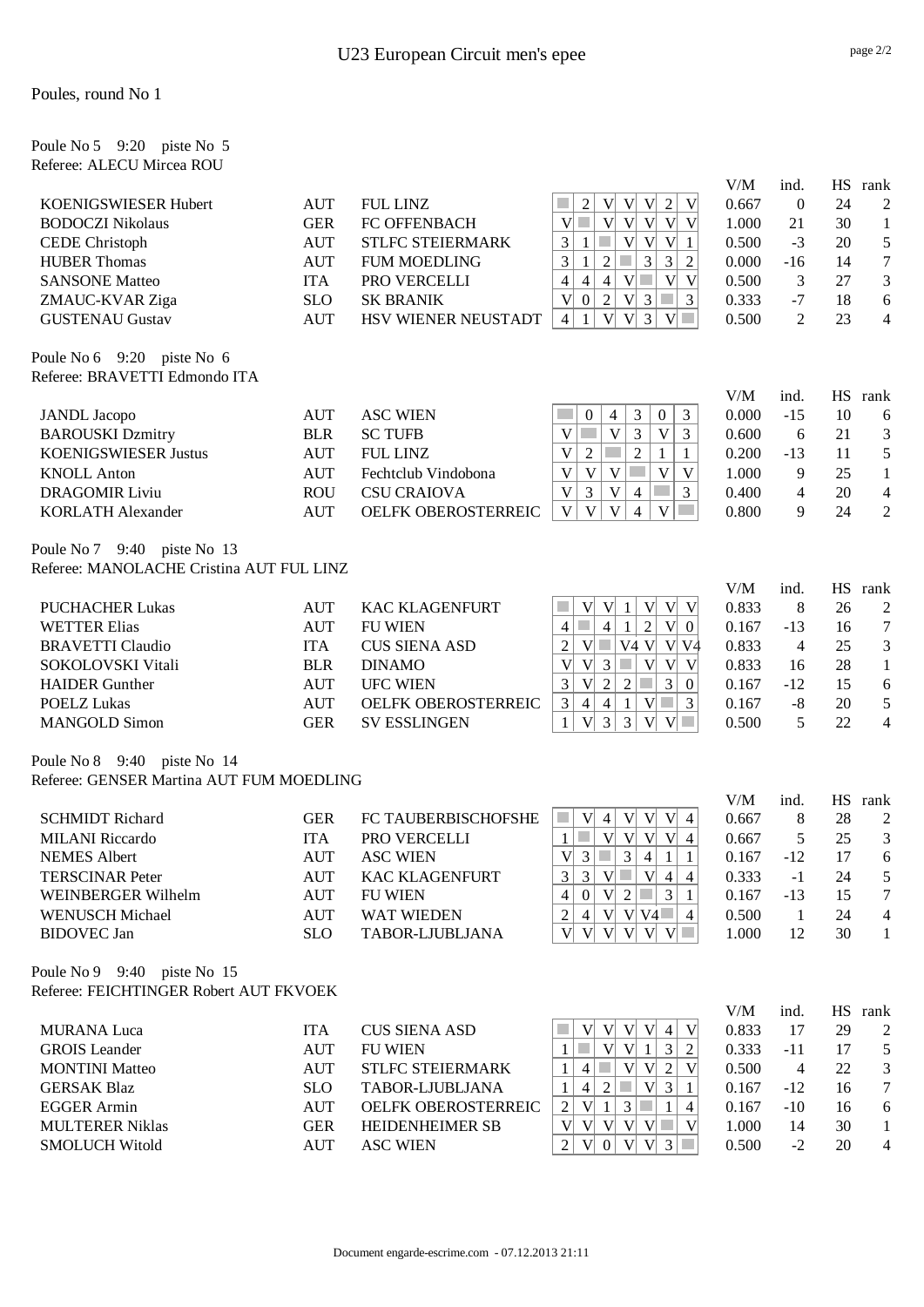# U23 European Circuit men's epee

## Poules, round No 1

### Poule No 5 9:20 piste No 5
Referee: ALECU Mircea ROU

| Name | Nat | Club | 1 | 2 | 3 | 4 | 5 | 6 | 7 | V/M | ind. | HS | rank |
|---|---|---|---|---|---|---|---|---|---|---|---|---|---|
| KOENIGSWIESER Hubert | AUT | FUL LINZ | | 2 | V | V | V | 2 | V | 0.667 | 0 | 24 | 2 |
| BODOCZI Nikolaus | GER | FC OFFENBACH | V | | V | V | V | V | V | 1.000 | 21 | 30 | 1 |
| CEDE Christoph | AUT | STLFC STEIERMARK | 3 | 1 | | V | V | V | 1 | 0.500 | -3 | 20 | 5 |
| HUBER Thomas | AUT | FUM MOEDLING | 3 | 1 | 2 | | 3 | 3 | 2 | 0.000 | -16 | 14 | 7 |
| SANSONE Matteo | ITA | PRO VERCELLI | 4 | 4 | 4 | V | | V | V | 0.500 | 3 | 27 | 3 |
| ZMAUC-KVAR Ziga | SLO | SK BRANIK | V | 0 | 2 | V | 3 | | 3 | 0.333 | -7 | 18 | 6 |
| GUSTENAU Gustav | AUT | HSV WIENER NEUSTADT | 4 | 1 | V | V | 3 | V | | 0.500 | 2 | 23 | 4 |

### Poule No 6 9:20 piste No 6
Referee: BRAVETTI Edmondo ITA

| Name | Nat | Club | 1 | 2 | 3 | 4 | 5 | 6 | V/M | ind. | HS | rank |
|---|---|---|---|---|---|---|---|---|---|---|---|---|
| JANDL Jacopo | AUT | ASC WIEN | | 0 | 4 | 3 | 0 | 3 | 0.000 | -15 | 10 | 6 |
| BAROUSKI Dzmitry | BLR | SC TUFB | V | | V | 3 | V | 3 | 0.600 | 6 | 21 | 3 |
| KOENIGSWIESER Justus | AUT | FUL LINZ | V | 2 | | 2 | 1 | 1 | 0.200 | -13 | 11 | 5 |
| KNOLL Anton | AUT | Fechtclub Vindobona | V | V | V | | V | V | 1.000 | 9 | 25 | 1 |
| DRAGOMIR Liviu | ROU | CSU CRAIOVA | V | 3 | V | 4 | | 3 | 0.400 | 4 | 20 | 4 |
| KORLATH Alexander | AUT | OELFK OBEROSTERREIC | V | V | V | 4 | V | | 0.800 | 9 | 24 | 2 |

### Poule No 7 9:40 piste No 13
Referee: MANOLACHE Cristina AUT FUL LINZ

| Name | Nat | Club | 1 | 2 | 3 | 4 | 5 | 6 | 7 | V/M | ind. | HS | rank |
|---|---|---|---|---|---|---|---|---|---|---|---|---|---|
| PUCHACHER Lukas | AUT | KAC KLAGENFURT | | V | V | 1 | V | V | V | 0.833 | 8 | 26 | 2 |
| WETTER Elias | AUT | FU WIEN | 4 | | 4 | 1 | 2 | V | 0 | 0.167 | -13 | 16 | 7 |
| BRAVETTI Claudio | ITA | CUS SIENA ASD | 2 | V | | V4 | V | V | V4 | 0.833 | 4 | 25 | 3 |
| SOKOLOVSKI Vitali | BLR | DINAMO | V | V | 3 | | V | V | V | 0.833 | 16 | 28 | 1 |
| HAIDER Gunther | AUT | UFC WIEN | 3 | V | 2 | 2 | | 3 | 0 | 0.167 | -12 | 15 | 6 |
| POELZ Lukas | AUT | OELFK OBEROSTERREIC | 3 | 4 | 4 | 1 | V | | 3 | 0.167 | -8 | 20 | 5 |
| MANGOLD Simon | GER | SV ESSLINGEN | 1 | V | 3 | 3 | V | V | | 0.500 | 5 | 22 | 4 |

### Poule No 8 9:40 piste No 14
Referee: GENSER Martina AUT FUM MOEDLING

| Name | Nat | Club | 1 | 2 | 3 | 4 | 5 | 6 | 7 | V/M | ind. | HS | rank |
|---|---|---|---|---|---|---|---|---|---|---|---|---|---|
| SCHMIDT Richard | GER | FC TAUBERBISCHOFSHE | | V | 4 | V | V | V | 4 | 0.667 | 8 | 28 | 2 |
| MILANI Riccardo | ITA | PRO VERCELLI | 1 | | V | V | V | V | 4 | 0.667 | 5 | 25 | 3 |
| NEMES Albert | AUT | ASC WIEN | V | 3 | | 3 | 4 | 1 | 1 | 0.167 | -12 | 17 | 6 |
| TERSCINAR Peter | AUT | KAC KLAGENFURT | 3 | 3 | V | | V | 4 | 4 | 0.333 | -1 | 24 | 5 |
| WEINBERGER Wilhelm | AUT | FU WIEN | 4 | 0 | V | 2 | | 3 | 1 | 0.167 | -13 | 15 | 7 |
| WENUSCH Michael | AUT | WAT WIEDEN | 2 | 4 | V | V | V4 | | 4 | 0.500 | 1 | 24 | 4 |
| BIDOVEC Jan | SLO | TABOR-LJUBLJANA | V | V | V | V | V | V | | 1.000 | 12 | 30 | 1 |

### Poule No 9 9:40 piste No 15
Referee: FEICHTINGER Robert AUT FKVOEK

| Name | Nat | Club | 1 | 2 | 3 | 4 | 5 | 6 | 7 | V/M | ind. | HS | rank |
|---|---|---|---|---|---|---|---|---|---|---|---|---|---|
| MURANA Luca | ITA | CUS SIENA ASD | | V | V | V | V | 4 | V | 0.833 | 17 | 29 | 2 |
| GROIS Leander | AUT | FU WIEN | 1 | | V | V | 1 | 3 | 2 | 0.333 | -11 | 17 | 5 |
| MONTINI Matteo | AUT | STLFC STEIERMARK | 1 | 4 | | V | V | 2 | V | 0.500 | 4 | 22 | 3 |
| GERSAK Blaz | SLO | TABOR-LJUBLJANA | 1 | 4 | 2 | | V | 3 | 1 | 0.167 | -12 | 16 | 7 |
| EGGER Armin | AUT | OELFK OBEROSTERREIC | 2 | V | 1 | 3 | | 1 | 4 | 0.167 | -10 | 16 | 6 |
| MULTERER Niklas | GER | HEIDENHEIMER SB | V | V | V | V | V | | V | 1.000 | 14 | 30 | 1 |
| SMOLUCH Witold | AUT | ASC WIEN | 2 | V | 0 | V | V | 3 | | 0.500 | -2 | 20 | 4 |

Document engarde-escrime.com - 07.12.2013 21:11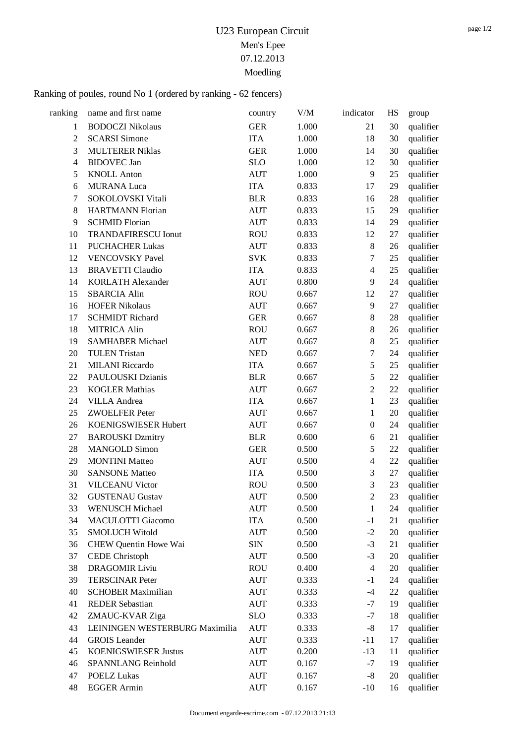# U23 European Circuit

## Men's Epee

## 07.12.2013

## Moedling

Ranking of poules, round No 1 (ordered by ranking - 62 fencers)

| ranking | name and first name | country | V/M | indicator | HS | group |
|---|---|---|---|---|---|---|
| 1 | BODOCZI Nikolaus | GER | 1.000 | 21 | 30 | qualifier |
| 2 | SCARSI Simone | ITA | 1.000 | 18 | 30 | qualifier |
| 3 | MULTERER Niklas | GER | 1.000 | 14 | 30 | qualifier |
| 4 | BIDOVEC Jan | SLO | 1.000 | 12 | 30 | qualifier |
| 5 | KNOLL Anton | AUT | 1.000 | 9 | 25 | qualifier |
| 6 | MURANA Luca | ITA | 0.833 | 17 | 29 | qualifier |
| 7 | SOKOLOVSKI Vitali | BLR | 0.833 | 16 | 28 | qualifier |
| 8 | HARTMANN Florian | AUT | 0.833 | 15 | 29 | qualifier |
| 9 | SCHMID Florian | AUT | 0.833 | 14 | 29 | qualifier |
| 10 | TRANDAFIRESCU Ionut | ROU | 0.833 | 12 | 27 | qualifier |
| 11 | PUCHACHER Lukas | AUT | 0.833 | 8 | 26 | qualifier |
| 12 | VENCOVSKY Pavel | SVK | 0.833 | 7 | 25 | qualifier |
| 13 | BRAVETTI Claudio | ITA | 0.833 | 4 | 25 | qualifier |
| 14 | KORLATH Alexander | AUT | 0.800 | 9 | 24 | qualifier |
| 15 | SBARCIA Alin | ROU | 0.667 | 12 | 27 | qualifier |
| 16 | HOFER Nikolaus | AUT | 0.667 | 9 | 27 | qualifier |
| 17 | SCHMIDT Richard | GER | 0.667 | 8 | 28 | qualifier |
| 18 | MITRICA Alin | ROU | 0.667 | 8 | 26 | qualifier |
| 19 | SAMHABER Michael | AUT | 0.667 | 8 | 25 | qualifier |
| 20 | TULEN Tristan | NED | 0.667 | 7 | 24 | qualifier |
| 21 | MILANI Riccardo | ITA | 0.667 | 5 | 25 | qualifier |
| 22 | PAULOUSKI Dzianis | BLR | 0.667 | 5 | 22 | qualifier |
| 23 | KOGLER Mathias | AUT | 0.667 | 2 | 22 | qualifier |
| 24 | VILLA Andrea | ITA | 0.667 | 1 | 23 | qualifier |
| 25 | ZWOELFER Peter | AUT | 0.667 | 1 | 20 | qualifier |
| 26 | KOENIGSWIESER Hubert | AUT | 0.667 | 0 | 24 | qualifier |
| 27 | BAROUSKI Dzmitry | BLR | 0.600 | 6 | 21 | qualifier |
| 28 | MANGOLD Simon | GER | 0.500 | 5 | 22 | qualifier |
| 29 | MONTINI Matteo | AUT | 0.500 | 4 | 22 | qualifier |
| 30 | SANSONE Matteo | ITA | 0.500 | 3 | 27 | qualifier |
| 31 | VILCEANU Victor | ROU | 0.500 | 3 | 23 | qualifier |
| 32 | GUSTENAU Gustav | AUT | 0.500 | 2 | 23 | qualifier |
| 33 | WENUSCH Michael | AUT | 0.500 | 1 | 24 | qualifier |
| 34 | MACULOTTI Giacomo | ITA | 0.500 | -1 | 21 | qualifier |
| 35 | SMOLUCH Witold | AUT | 0.500 | -2 | 20 | qualifier |
| 36 | CHEW Quentin Howe Wai | SIN | 0.500 | -3 | 21 | qualifier |
| 37 | CEDE Christoph | AUT | 0.500 | -3 | 20 | qualifier |
| 38 | DRAGOMIR Liviu | ROU | 0.400 | 4 | 20 | qualifier |
| 39 | TERSCINAR Peter | AUT | 0.333 | -1 | 24 | qualifier |
| 40 | SCHOBER Maximilian | AUT | 0.333 | -4 | 22 | qualifier |
| 41 | REDER Sebastian | AUT | 0.333 | -7 | 19 | qualifier |
| 42 | ZMAUC-KVAR Ziga | SLO | 0.333 | -7 | 18 | qualifier |
| 43 | LEININGEN WESTERBURG Maximilia | AUT | 0.333 | -8 | 17 | qualifier |
| 44 | GROIS Leander | AUT | 0.333 | -11 | 17 | qualifier |
| 45 | KOENIGSWIESER Justus | AUT | 0.200 | -13 | 11 | qualifier |
| 46 | SPANNLANG Reinhold | AUT | 0.167 | -7 | 19 | qualifier |
| 47 | POELZ Lukas | AUT | 0.167 | -8 | 20 | qualifier |
| 48 | EGGER Armin | AUT | 0.167 | -10 | 16 | qualifier |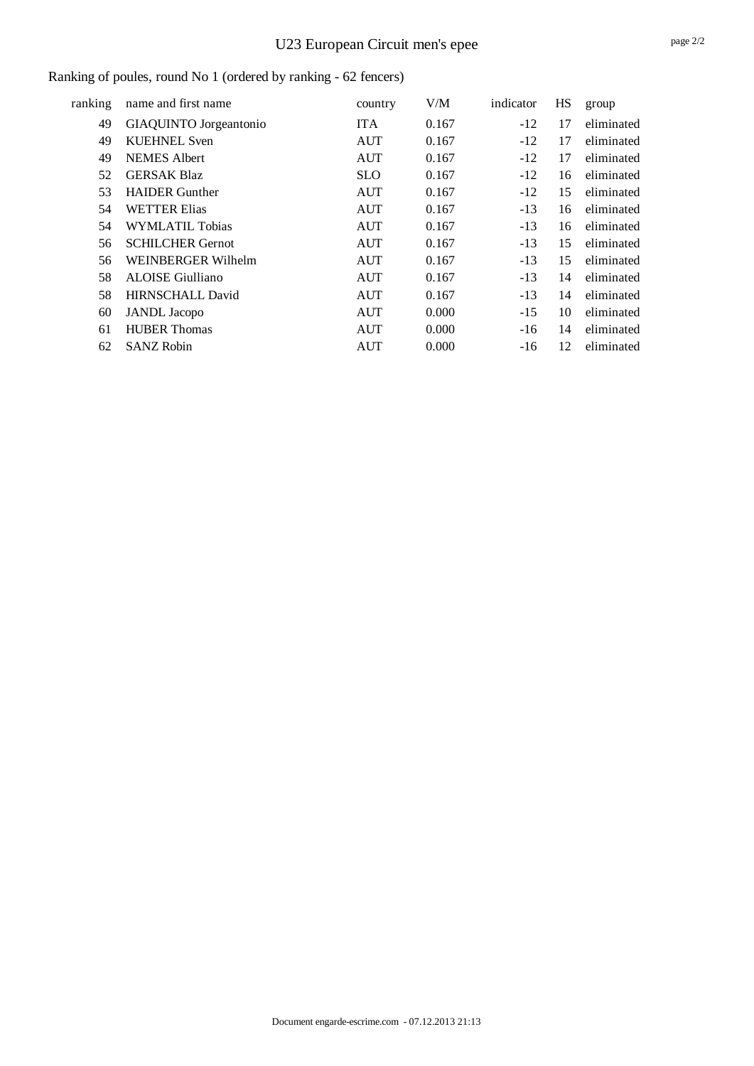# U23 European Circuit men's epee

Ranking of poules, round No 1 (ordered by ranking - 62 fencers)

| ranking | name and first name | country | V/M | indicator | HS | group |
|---|---|---|---|---|---|---|
| 49 | GIAQUINTO Jorgeantonio | ITA | 0.167 | -12 | 17 | eliminated |
| 49 | KUEHNEL Sven | AUT | 0.167 | -12 | 17 | eliminated |
| 49 | NEMES Albert | AUT | 0.167 | -12 | 17 | eliminated |
| 52 | GERSAK Blaz | SLO | 0.167 | -12 | 16 | eliminated |
| 53 | HAIDER Gunther | AUT | 0.167 | -12 | 15 | eliminated |
| 54 | WETTER Elias | AUT | 0.167 | -13 | 16 | eliminated |
| 54 | WYMLATIL Tobias | AUT | 0.167 | -13 | 16 | eliminated |
| 56 | SCHILCHER Gernot | AUT | 0.167 | -13 | 15 | eliminated |
| 56 | WEINBERGER Wilhelm | AUT | 0.167 | -13 | 15 | eliminated |
| 58 | ALOISE Giulliano | AUT | 0.167 | -13 | 14 | eliminated |
| 58 | HIRNSCHALL David | AUT | 0.167 | -13 | 14 | eliminated |
| 60 | JANDL Jacopo | AUT | 0.000 | -15 | 10 | eliminated |
| 61 | HUBER Thomas | AUT | 0.000 | -16 | 14 | eliminated |
| 62 | SANZ Robin | AUT | 0.000 | -16 | 12 | eliminated |

Document engarde-escrime.com - 07.12.2013 21:13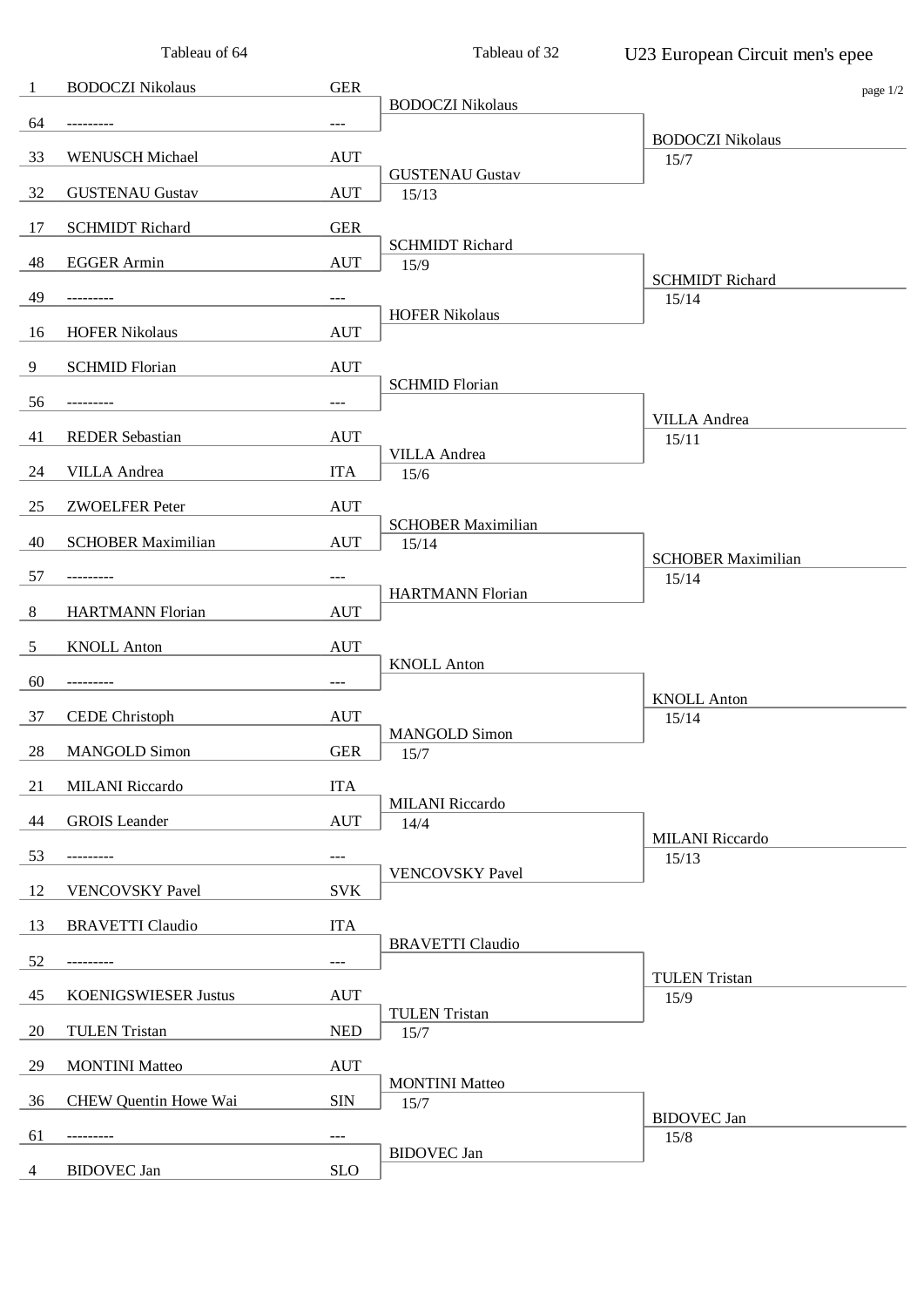# U23 European Circuit men's epee

| Seed | Tableau of 64 | Nation | Tableau of 32 | |
|---|---|---|---|---|
| 1 | BODOCZI Nikolaus | GER | BODOCZI Nikolaus | |
| 64 | --------- | --- | | BODOCZI Nikolaus 15/7 |
| 33 | WENUSCH Michael | AUT | GUSTENAU Gustav 15/13 | |
| 32 | GUSTENAU Gustav | AUT | | |
| 17 | SCHMIDT Richard | GER | SCHMIDT Richard 15/9 | |
| 48 | EGGER Armin | AUT | | SCHMIDT Richard 15/14 |
| 49 | --------- | --- | HOFER Nikolaus | |
| 16 | HOFER Nikolaus | AUT | | |
| 9 | SCHMID Florian | AUT | SCHMID Florian | |
| 56 | --------- | --- | | VILLA Andrea 15/11 |
| 41 | REDER Sebastian | AUT | VILLA Andrea 15/6 | |
| 24 | VILLA Andrea | ITA | | |
| 25 | ZWOELFER Peter | AUT | SCHOBER Maximilian 15/14 | |
| 40 | SCHOBER Maximilian | AUT | | SCHOBER Maximilian 15/14 |
| 57 | --------- | --- | HARTMANN Florian | |
| 8 | HARTMANN Florian | AUT | | |
| 5 | KNOLL Anton | AUT | KNOLL Anton | |
| 60 | --------- | --- | | KNOLL Anton 15/14 |
| 37 | CEDE Christoph | AUT | MANGOLD Simon 15/7 | |
| 28 | MANGOLD Simon | GER | | |
| 21 | MILANI Riccardo | ITA | MILANI Riccardo 14/4 | |
| 44 | GROIS Leander | AUT | | MILANI Riccardo 15/13 |
| 53 | --------- | --- | VENCOVSKY Pavel | |
| 12 | VENCOVSKY Pavel | SVK | | |
| 13 | BRAVETTI Claudio | ITA | BRAVETTI Claudio | |
| 52 | --------- | --- | | TULEN Tristan 15/9 |
| 45 | KOENIGSWIESER Justus | AUT | TULEN Tristan 15/7 | |
| 20 | TULEN Tristan | NED | | |
| 29 | MONTINI Matteo | AUT | MONTINI Matteo 15/7 | |
| 36 | CHEW Quentin Howe Wai | SIN | | BIDOVEC Jan 15/8 |
| 61 | --------- | --- | BIDOVEC Jan | |
| 4 | BIDOVEC Jan | SLO | | |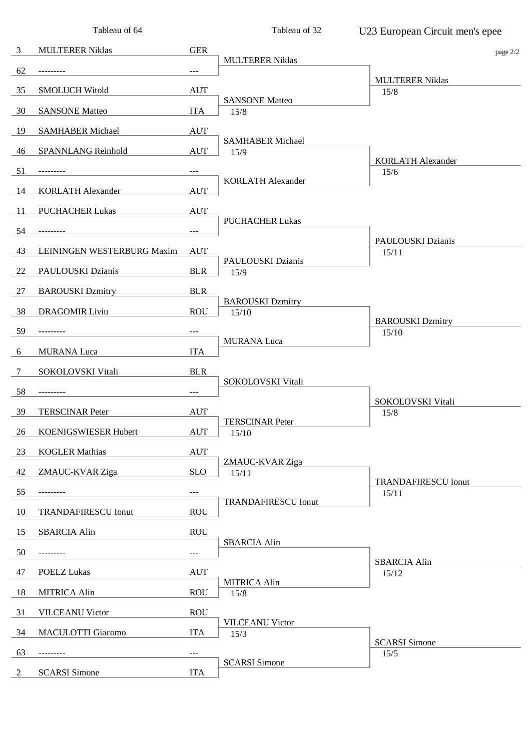# U23 European Circuit men's epee

| Tableau of 64 | | | Tableau of 32 | |
|---|---|---|---|---|
| 3 | MULTERER Niklas | GER | MULTERER Niklas | |
| 62 | --------- | --- | | MULTERER Niklas 15/8 |
| 35 | SMOLUCH Witold | AUT | SANSONE Matteo 15/8 | |
| 30 | SANSONE Matteo | ITA | | |
| 19 | SAMHABER Michael | AUT | SAMHABER Michael 15/9 | |
| 46 | SPANNLANG Reinhold | AUT | | KORLATH Alexander 15/6 |
| 51 | --------- | --- | KORLATH Alexander | |
| 14 | KORLATH Alexander | AUT | | |
| 11 | PUCHACHER Lukas | AUT | PUCHACHER Lukas | |
| 54 | --------- | --- | | PAULOUSKI Dzianis 15/11 |
| 43 | LEININGEN WESTERBURG Maxim | AUT | PAULOUSKI Dzianis 15/9 | |
| 22 | PAULOUSKI Dzianis | BLR | | |
| 27 | BAROUSKI Dzmitry | BLR | BAROUSKI Dzmitry 15/10 | |
| 38 | DRAGOMIR Liviu | ROU | | BAROUSKI Dzmitry 15/10 |
| 59 | --------- | --- | MURANA Luca | |
| 6 | MURANA Luca | ITA | | |
| 7 | SOKOLOVSKI Vitali | BLR | SOKOLOVSKI Vitali | |
| 58 | --------- | --- | | SOKOLOVSKI Vitali 15/8 |
| 39 | TERSCINAR Peter | AUT | TERSCINAR Peter 15/10 | |
| 26 | KOENIGSWIESER Hubert | AUT | | |
| 23 | KOGLER Mathias | AUT | ZMAUC-KVAR Ziga 15/11 | |
| 42 | ZMAUC-KVAR Ziga | SLO | | TRANDAFIRESCU Ionut 15/11 |
| 55 | --------- | --- | TRANDAFIRESCU Ionut | |
| 10 | TRANDAFIRESCU Ionut | ROU | | |
| 15 | SBARCIA Alin | ROU | SBARCIA Alin | |
| 50 | --------- | --- | | SBARCIA Alin 15/12 |
| 47 | POELZ Lukas | AUT | MITRICA Alin 15/8 | |
| 18 | MITRICA Alin | ROU | | |
| 31 | VILCEANU Victor | ROU | VILCEANU Victor 15/3 | |
| 34 | MACULOTTI Giacomo | ITA | | SCARSI Simone 15/5 |
| 63 | --------- | --- | SCARSI Simone | |
| 2 | SCARSI Simone | ITA | | |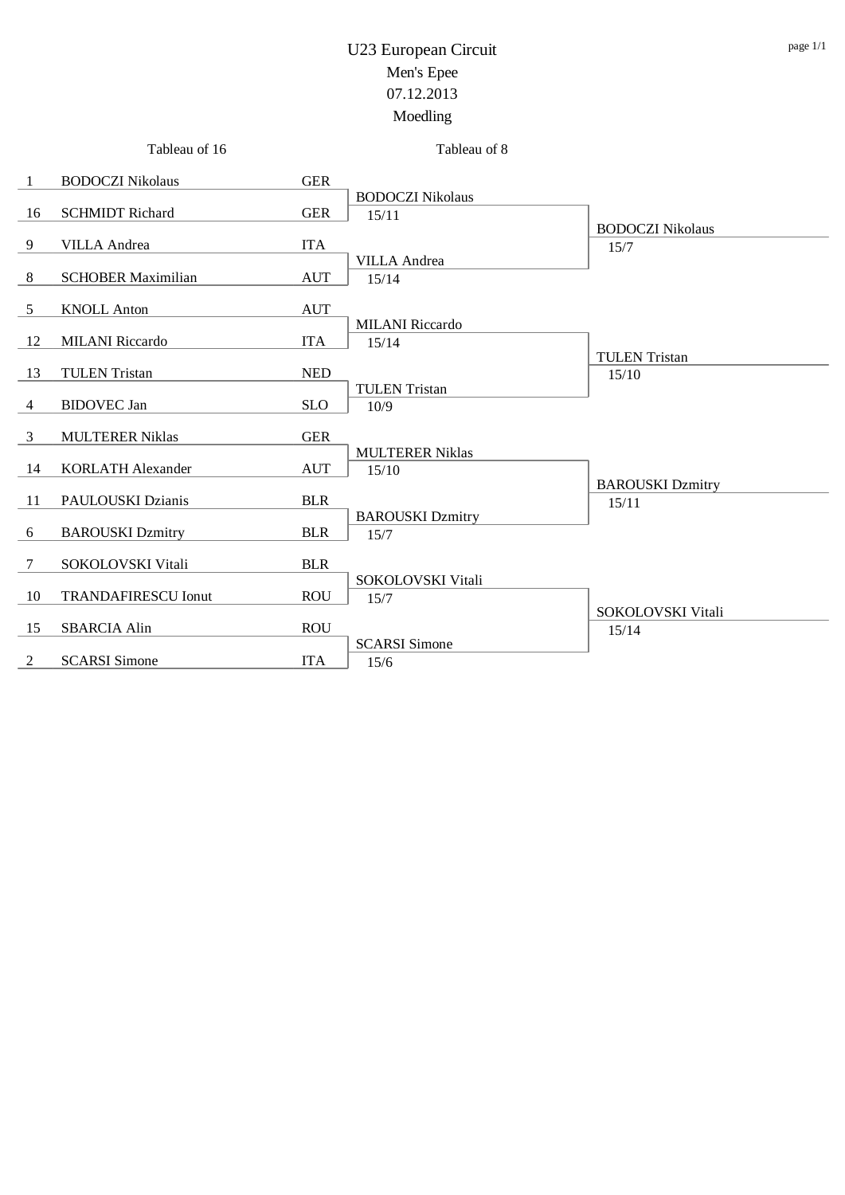# U23 European Circuit

## Men's Epee

## 07.12.2013

## Moedling

| Seed | Tableau of 16 | Nation | Tableau of 8 | Quarterfinal winner |
|---|---|---|---|---|
| 1 | BODOCZI Nikolaus | GER | BODOCZI Nikolaus 15/11 | BODOCZI Nikolaus 15/7 |
| 16 | SCHMIDT Richard | GER | | |
| 9 | VILLA Andrea | ITA | VILLA Andrea 15/14 | |
| 8 | SCHOBER Maximilian | AUT | | |
| 5 | KNOLL Anton | AUT | MILANI Riccardo 15/14 | TULEN Tristan 15/10 |
| 12 | MILANI Riccardo | ITA | | |
| 13 | TULEN Tristan | NED | TULEN Tristan 10/9 | |
| 4 | BIDOVEC Jan | SLO | | |
| 3 | MULTERER Niklas | GER | MULTERER Niklas 15/10 | BAROUSKI Dzmitry 15/11 |
| 14 | KORLATH Alexander | AUT | | |
| 11 | PAULOUSKI Dzianis | BLR | BAROUSKI Dzmitry 15/7 | |
| 6 | BAROUSKI Dzmitry | BLR | | |
| 7 | SOKOLOVSKI Vitali | BLR | SOKOLOVSKI Vitali 15/7 | SOKOLOVSKI Vitali 15/14 |
| 10 | TRANDAFIRESCU Ionut | ROU | | |
| 15 | SBARCIA Alin | ROU | SCARSI Simone 15/6 | |
| 2 | SCARSI Simone | ITA | | |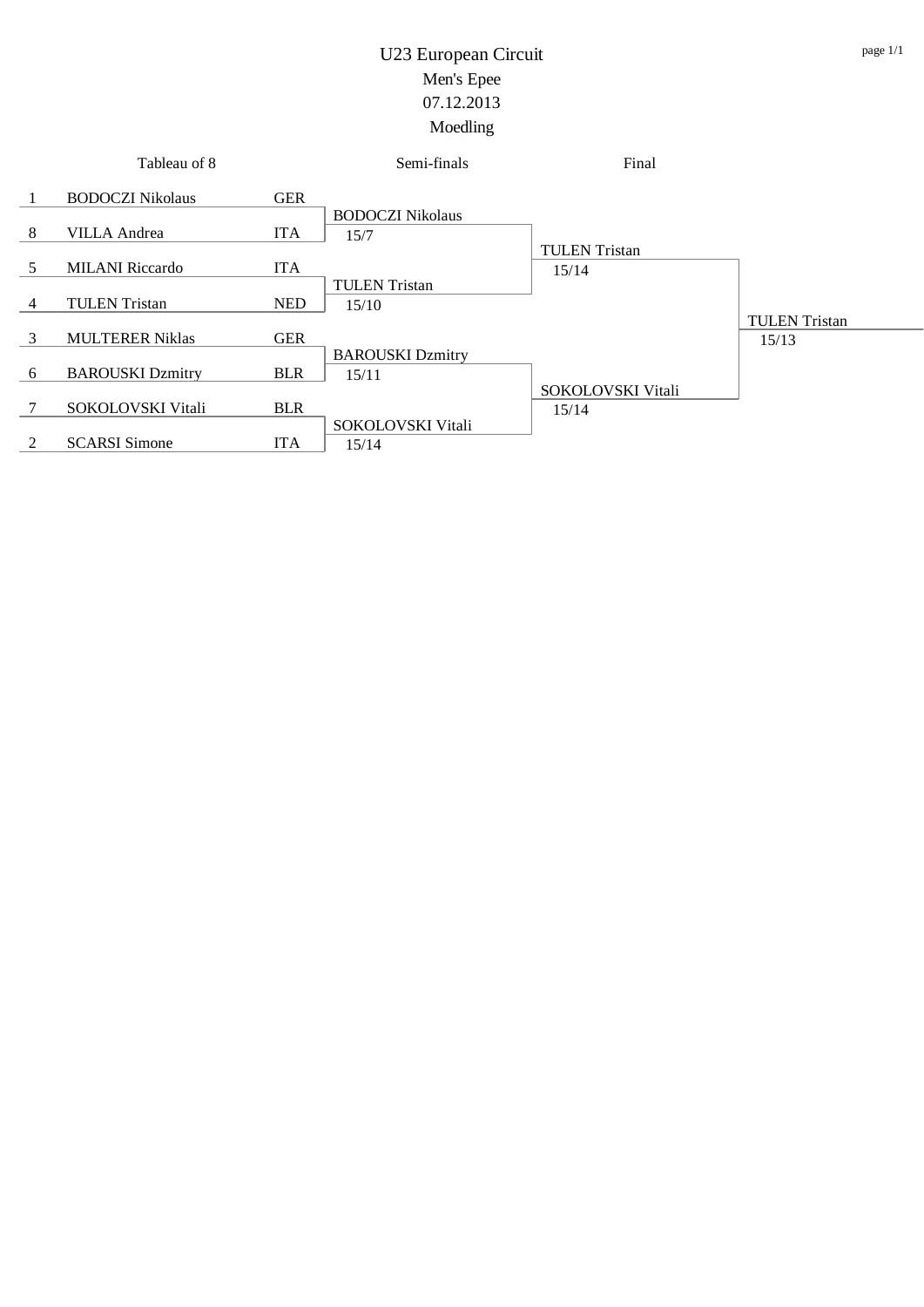# U23 European Circuit

## Men's Epee

## 07.12.2013

## Moedling

### Tableau of 8

| Seed | Name | Country |
|---|---|---|
| 1 | BODOCZI Nikolaus | GER |
| 8 | VILLA Andrea | ITA |
| 5 | MILANI Riccardo | ITA |
| 4 | TULEN Tristan | NED |
| 3 | MULTERER Niklas | GER |
| 6 | BAROUSKI Dzmitry | BLR |
| 7 | SOKOLOVSKI Vitali | BLR |
| 2 | SCARSI Simone | ITA |

### Semi-finals

| Winner | Score |
|---|---|
| BODOCZI Nikolaus | 15/7 |
| TULEN Tristan | 15/10 |
| BAROUSKI Dzmitry | 15/11 |
| SOKOLOVSKI Vitali | 15/14 |

### Final

| Winner | Score |
|---|---|
| TULEN Tristan | 15/14 |
| SOKOLOVSKI Vitali | 15/14 |

### Winner

| Winner | Score |
|---|---|
| TULEN Tristan | 15/13 |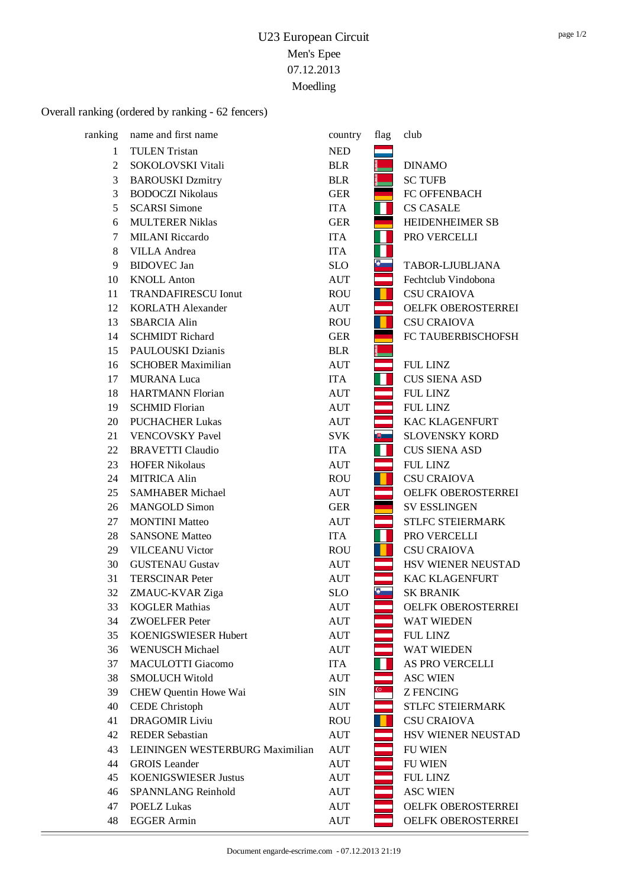# U23 European Circuit

Men's Epee

07.12.2013

Moedling

Overall ranking (ordered by ranking - 62 fencers)

| ranking | name and first name | country | flag | club |
|---|---|---|---|---|
| 1 | TULEN Tristan | NED | | |
| 2 | SOKOLOVSKI Vitali | BLR | | DINAMO |
| 3 | BAROUSKI Dzmitry | BLR | | SC TUFB |
| 3 | BODOCZI Nikolaus | GER | | FC OFFENBACH |
| 5 | SCARSI Simone | ITA | | CS CASALE |
| 6 | MULTERER Niklas | GER | | HEIDENHEIMER SB |
| 7 | MILANI Riccardo | ITA | | PRO VERCELLI |
| 8 | VILLA Andrea | ITA | | |
| 9 | BIDOVEC Jan | SLO | | TABOR-LJUBLJANA |
| 10 | KNOLL Anton | AUT | | Fechtclub Vindobona |
| 11 | TRANDAFIRESCU Ionut | ROU | | CSU CRAIOVA |
| 12 | KORLATH Alexander | AUT | | OELFK OBEROSTERREI |
| 13 | SBARCIA Alin | ROU | | CSU CRAIOVA |
| 14 | SCHMIDT Richard | GER | | FC TAUBERBISCHOFSH |
| 15 | PAULOUSKI Dzianis | BLR | | |
| 16 | SCHOBER Maximilian | AUT | | FUL LINZ |
| 17 | MURANA Luca | ITA | | CUS SIENA ASD |
| 18 | HARTMANN Florian | AUT | | FUL LINZ |
| 19 | SCHMID Florian | AUT | | FUL LINZ |
| 20 | PUCHACHER Lukas | AUT | | KAC KLAGENFURT |
| 21 | VENCOVSKY Pavel | SVK | | SLOVENSKY KORD |
| 22 | BRAVETTI Claudio | ITA | | CUS SIENA ASD |
| 23 | HOFER Nikolaus | AUT | | FUL LINZ |
| 24 | MITRICA Alin | ROU | | CSU CRAIOVA |
| 25 | SAMHABER Michael | AUT | | OELFK OBEROSTERREI |
| 26 | MANGOLD Simon | GER | | SV ESSLINGEN |
| 27 | MONTINI Matteo | AUT | | STLFC STEIERMARK |
| 28 | SANSONE Matteo | ITA | | PRO VERCELLI |
| 29 | VILCEANU Victor | ROU | | CSU CRAIOVA |
| 30 | GUSTENAU Gustav | AUT | | HSV WIENER NEUSTAD |
| 31 | TERSCINAR Peter | AUT | | KAC KLAGENFURT |
| 32 | ZMAUC-KVAR Ziga | SLO | | SK BRANIK |
| 33 | KOGLER Mathias | AUT | | OELFK OBEROSTERREI |
| 34 | ZWOELFER Peter | AUT | | WAT WIEDEN |
| 35 | KOENIGSWIESER Hubert | AUT | | FUL LINZ |
| 36 | WENUSCH Michael | AUT | | WAT WIEDEN |
| 37 | MACULOTTI Giacomo | ITA | | AS PRO VERCELLI |
| 38 | SMOLUCH Witold | AUT | | ASC WIEN |
| 39 | CHEW Quentin Howe Wai | SIN | | Z FENCING |
| 40 | CEDE Christoph | AUT | | STLFC STEIERMARK |
| 41 | DRAGOMIR Liviu | ROU | | CSU CRAIOVA |
| 42 | REDER Sebastian | AUT | | HSV WIENER NEUSTAD |
| 43 | LEININGEN WESTERBURG Maximilian | AUT | | FU WIEN |
| 44 | GROIS Leander | AUT | | FU WIEN |
| 45 | KOENIGSWIESER Justus | AUT | | FUL LINZ |
| 46 | SPANNLANG Reinhold | AUT | | ASC WIEN |
| 47 | POELZ Lukas | AUT | | OELFK OBEROSTERREI |
| 48 | EGGER Armin | AUT | | OELFK OBEROSTERREI |

Document engarde-escrime.com - 07.12.2013 21:19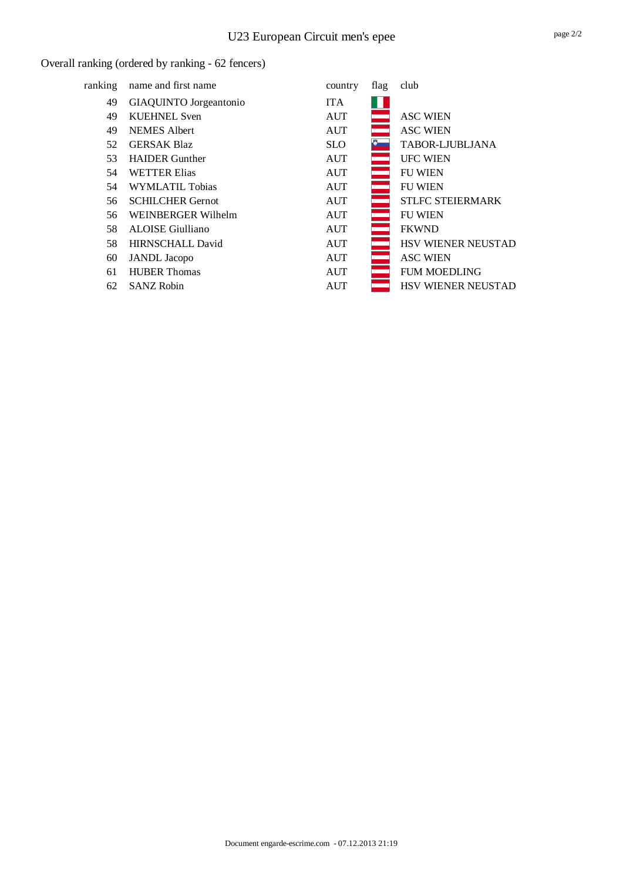# U23 European Circuit men's epee

Overall ranking (ordered by ranking - 62 fencers)

| ranking | name and first name | country | flag | club |
|---|---|---|---|---|
| 49 | GIAQUINTO Jorgeantonio | ITA | | |
| 49 | KUEHNEL Sven | AUT | | ASC WIEN |
| 49 | NEMES Albert | AUT | | ASC WIEN |
| 52 | GERSAK Blaz | SLO | | TABOR-LJUBLJANA |
| 53 | HAIDER Gunther | AUT | | UFC WIEN |
| 54 | WETTER Elias | AUT | | FU WIEN |
| 54 | WYMLATIL Tobias | AUT | | FU WIEN |
| 56 | SCHILCHER Gernot | AUT | | STLFC STEIERMARK |
| 56 | WEINBERGER Wilhelm | AUT | | FU WIEN |
| 58 | ALOISE Giulliano | AUT | | FKWND |
| 58 | HIRNSCHALL David | AUT | | HSV WIENER NEUSTAD |
| 60 | JANDL Jacopo | AUT | | ASC WIEN |
| 61 | HUBER Thomas | AUT | | FUM MOEDLING |
| 62 | SANZ Robin | AUT | | HSV WIENER NEUSTAD |

Document engarde-escrime.com - 07.12.2013 21:19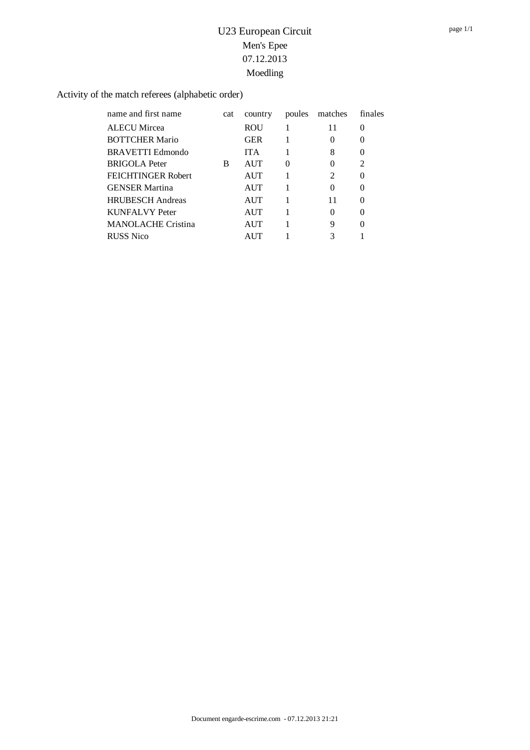# U23 European Circuit

Men's Epee

07.12.2013

Moedling

Activity of the match referees (alphabetic order)

| name and first name | cat | country | poules | matches | finales |
|---|---|---|---|---|---|
| ALECU Mircea | | ROU | 1 | 11 | 0 |
| BOTTCHER Mario | | GER | 1 | 0 | 0 |
| BRAVETTI Edmondo | | ITA | 1 | 8 | 0 |
| BRIGOLA Peter | B | AUT | 0 | 0 | 2 |
| FEICHTINGER Robert | | AUT | 1 | 2 | 0 |
| GENSER Martina | | AUT | 1 | 0 | 0 |
| HRUBESCH Andreas | | AUT | 1 | 11 | 0 |
| KUNFALVY Peter | | AUT | 1 | 0 | 0 |
| MANOLACHE Cristina | | AUT | 1 | 9 | 0 |
| RUSS Nico | | AUT | 1 | 3 | 1 |

Document engarde-escrime.com - 07.12.2013 21:21